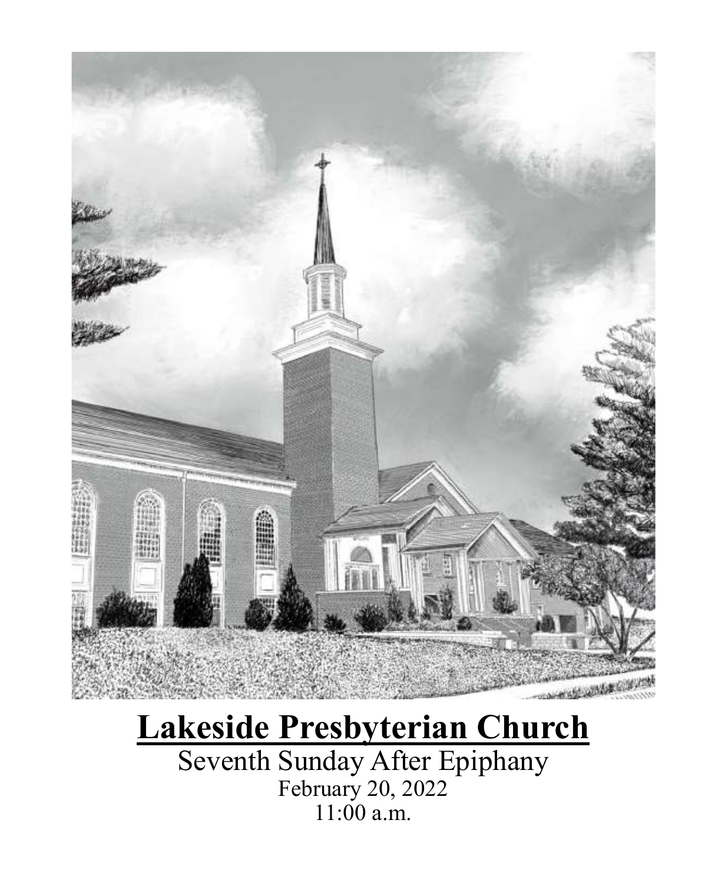# Lakeside Presbyterian Church

Seventh Sunday After Epiphany

February 20, 2022

11:00 a.m.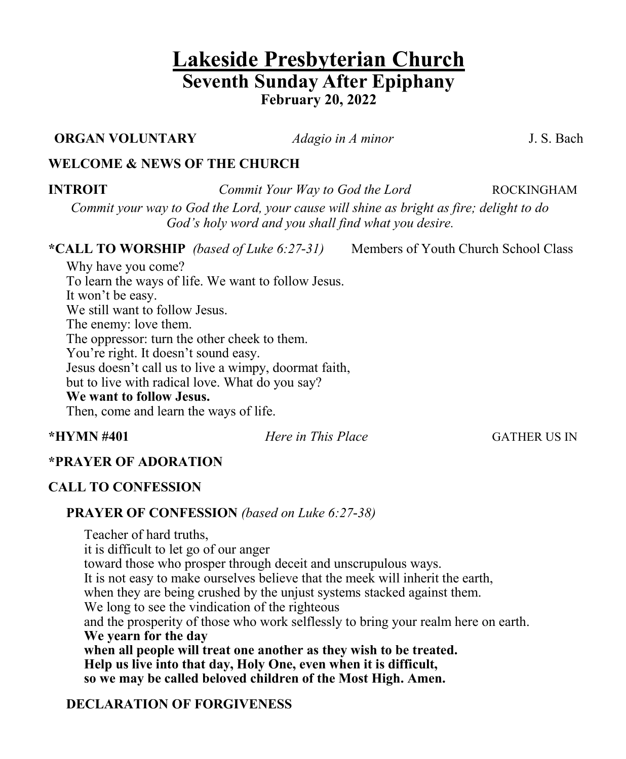# Lakeside Presbyterian Church
## Seventh Sunday After Epiphany
**February 20, 2022**

**ORGAN VOLUNTARY** *Adagio in A minor* J. S. Bach

**WELCOME & NEWS OF THE CHURCH**

**INTROIT** *Commit Your Way to God the Lord* ROCKINGHAM

*Commit your way to God the Lord, your cause will shine as bright as fire; delight to do God's holy word and you shall find what you desire.*

**\*CALL TO WORSHIP** *(based of Luke 6:27-31)* Members of Youth Church School Class

Why have you come?
To learn the ways of life. We want to follow Jesus.
It won't be easy.
We still want to follow Jesus.
The enemy: love them.
The oppressor: turn the other cheek to them.
You're right. It doesn't sound easy.
Jesus doesn't call us to live a wimpy, doormat faith,
but to live with radical love. What do you say?
**We want to follow Jesus.**
Then, come and learn the ways of life.

**\*HYMN #401** *Here in This Place* GATHER US IN

**\*PRAYER OF ADORATION**

**CALL TO CONFESSION**

**PRAYER OF CONFESSION** *(based on Luke 6:27-38)*

Teacher of hard truths,
it is difficult to let go of our anger
toward those who prosper through deceit and unscrupulous ways.
It is not easy to make ourselves believe that the meek will inherit the earth,
when they are being crushed by the unjust systems stacked against them.
We long to see the vindication of the righteous
and the prosperity of those who work selflessly to bring your realm here on earth.
**We yearn for the day**
**when all people will treat one another as they wish to be treated.**
**Help us live into that day, Holy One, even when it is difficult,**
**so we may be called beloved children of the Most High. Amen.**

**DECLARATION OF FORGIVENESS**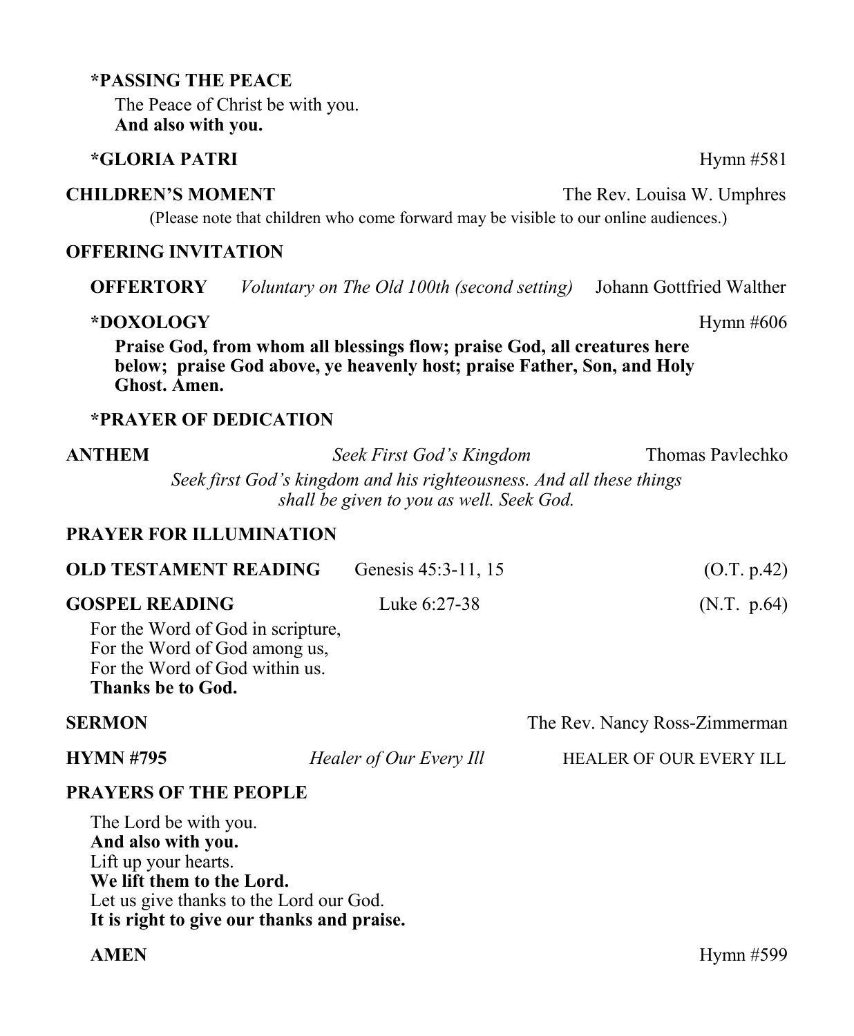**\*PASSING THE PEACE**

The Peace of Christ be with you.
**And also with you.**

**\*GLORIA PATRI** Hymn #581

**CHILDREN'S MOMENT** The Rev. Louisa W. Umphres

(Please note that children who come forward may be visible to our online audiences.)

**OFFERING INVITATION**

**OFFERTORY** *Voluntary on The Old 100th (second setting)* Johann Gottfried Walther

**\*DOXOLOGY** Hymn #606

**Praise God, from whom all blessings flow; praise God, all creatures here below; praise God above, ye heavenly host; praise Father, Son, and Holy Ghost. Amen.**

**\*PRAYER OF DEDICATION**

**ANTHEM** *Seek First God's Kingdom* Thomas Pavlechko

*Seek first God's kingdom and his righteousness. And all these things shall be given to you as well. Seek God.*

**PRAYER FOR ILLUMINATION**

**OLD TESTAMENT READING** Genesis 45:3-11, 15 (O.T. p.42)

**GOSPEL READING** Luke 6:27-38 (N.T. p.64)

For the Word of God in scripture,
For the Word of God among us,
For the Word of God within us.
**Thanks be to God.**

**SERMON** The Rev. Nancy Ross-Zimmerman

**HYMN #795** *Healer of Our Every Ill* HEALER OF OUR EVERY ILL

**PRAYERS OF THE PEOPLE**

The Lord be with you.
**And also with you.**
Lift up your hearts.
**We lift them to the Lord.**
Let us give thanks to the Lord our God.
**It is right to give our thanks and praise.**

**AMEN** Hymn #599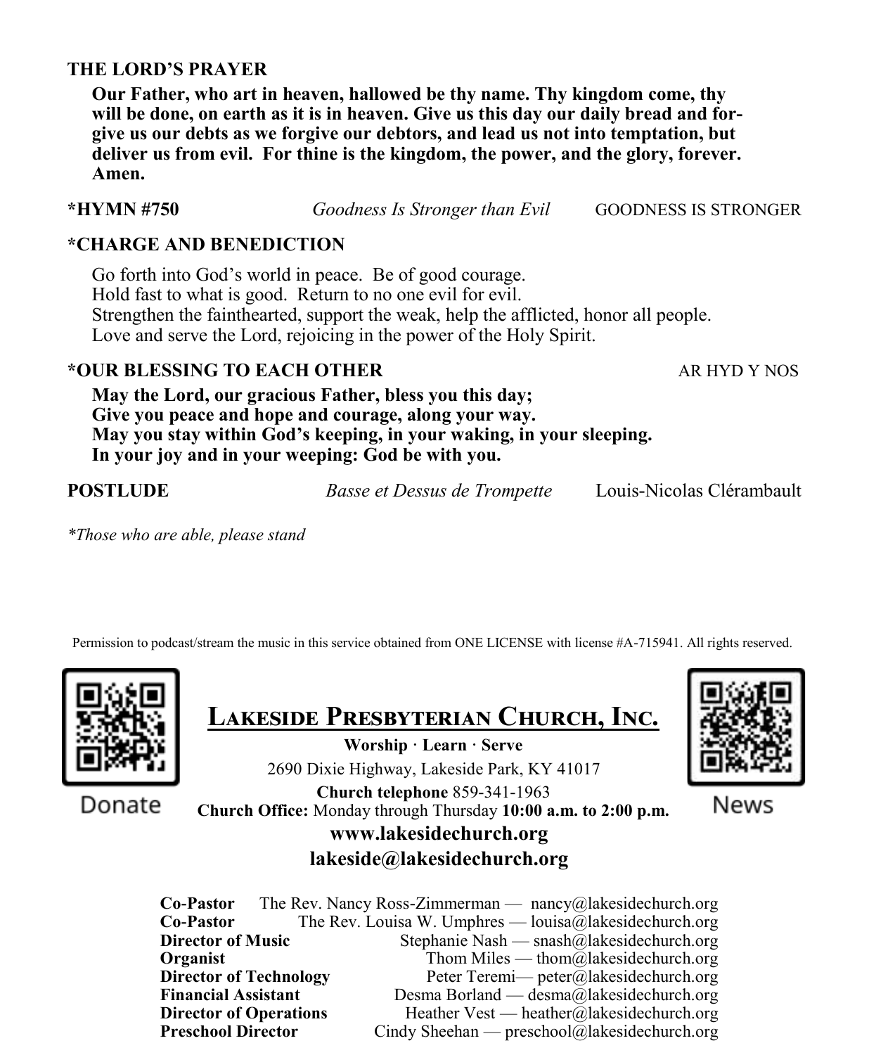**THE LORD'S PRAYER**

**Our Father, who art in heaven, hallowed be thy name. Thy kingdom come, thy will be done, on earth as it is in heaven. Give us this day our daily bread and forgive us our debts as we forgive our debtors, and lead us not into temptation, but deliver us from evil. For thine is the kingdom, the power, and the glory, forever. Amen.**

**\*HYMN #750** *Goodness Is Stronger than Evil* GOODNESS IS STRONGER

**\*CHARGE AND BENEDICTION**

Go forth into God's world in peace. Be of good courage.
Hold fast to what is good. Return to no one evil for evil.
Strengthen the fainthearted, support the weak, help the afflicted, honor all people.
Love and serve the Lord, rejoicing in the power of the Holy Spirit.

**\*OUR BLESSING TO EACH OTHER** AR HYD Y NOS

**May the Lord, our gracious Father, bless you this day;**
**Give you peace and hope and courage, along your way.**
**May you stay within God's keeping, in your waking, in your sleeping.**
**In your joy and in your weeping: God be with you.**

**POSTLUDE** *Basse et Dessus de Trompette* Louis-Nicolas Clérambault

*\*Those who are able, please stand*

Permission to podcast/stream the music in this service obtained from ONE LICENSE with license #A-715941. All rights reserved.

Donate

## Lakeside Presbyterian Church, Inc.

**Worship · Learn · Serve**

2690 Dixie Highway, Lakeside Park, KY 41017

**Church telephone** 859-341-1963

**Church Office:** Monday through Thursday **10:00 a.m. to 2:00 p.m.**

**www.lakesidechurch.org**

**lakeside@lakesidechurch.org**

News

| | |
|---|---|
| **Co-Pastor** | The Rev. Nancy Ross-Zimmerman — nancy@lakesidechurch.org |
| **Co-Pastor** | The Rev. Louisa W. Umphres — louisa@lakesidechurch.org |
| **Director of Music** | Stephanie Nash — snash@lakesidechurch.org |
| **Organist** | Thom Miles — thom@lakesidechurch.org |
| **Director of Technology** | Peter Teremi— peter@lakesidechurch.org |
| **Financial Assistant** | Desma Borland — desma@lakesidechurch.org |
| **Director of Operations** | Heather Vest — heather@lakesidechurch.org |
| **Preschool Director** | Cindy Sheehan — preschool@lakesidechurch.org |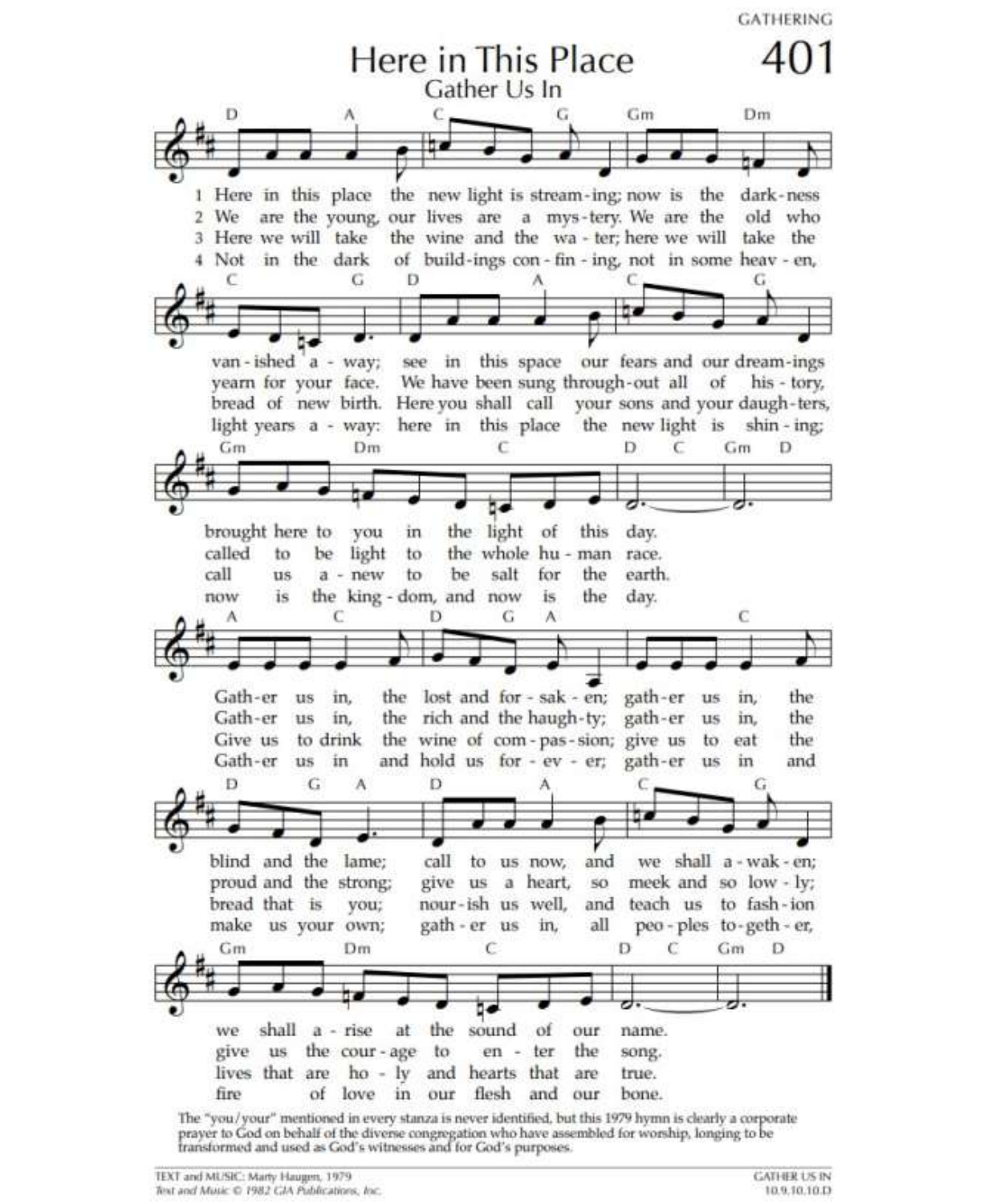GATHERING

# Here in This Place

## Gather Us In

### 401

1. Here in this place the new light is streaming; now is the darkness vanished away; see in this space our fears and our dreamings brought here to you in the light of this day. Gather us in, the lost and forsaken; gather us in, the blind and the lame; call to us now, and we shall awaken; we shall arise at the sound of our name.

2. We are the young, our lives are a mystery. We are the old who yearn for your face. We have been sung throughout all of history, called to be light to the whole human race. Gather us in, the rich and the haughty; gather us in, the proud and the strong; give us a heart, so meek and so lowly; give us the courage to enter the song.

3. Here we will take the wine and the water; here we will take the bread of new birth. Here you shall call your sons and your daughters, call us anew to be salt for the earth. Give us to drink the wine of compassion; give us to eat the bread that is you; nourish us well, and teach us to fashion lives that are holy and hearts that are true.

4. Not in the dark of buildings confining, not in some heaven, light years away: here in this place the new light is shining; now is the kingdom, and now is the day. Gather us in and hold us forever; gather us in and make us your own; gather us in, all peoples together, fire of love in our flesh and our bone.

The "you/your" mentioned in every stanza is never identified, but this 1979 hymn is clearly a corporate prayer to God on behalf of the diverse congregation who have assembled for worship, longing to be transformed and used as God's witnesses and for God's purposes.

TEXT and MUSIC: Marty Haugen, 1979
*Text and Music © 1982 GIA Publications, Inc.*

GATHER US IN
10.9.10.10.D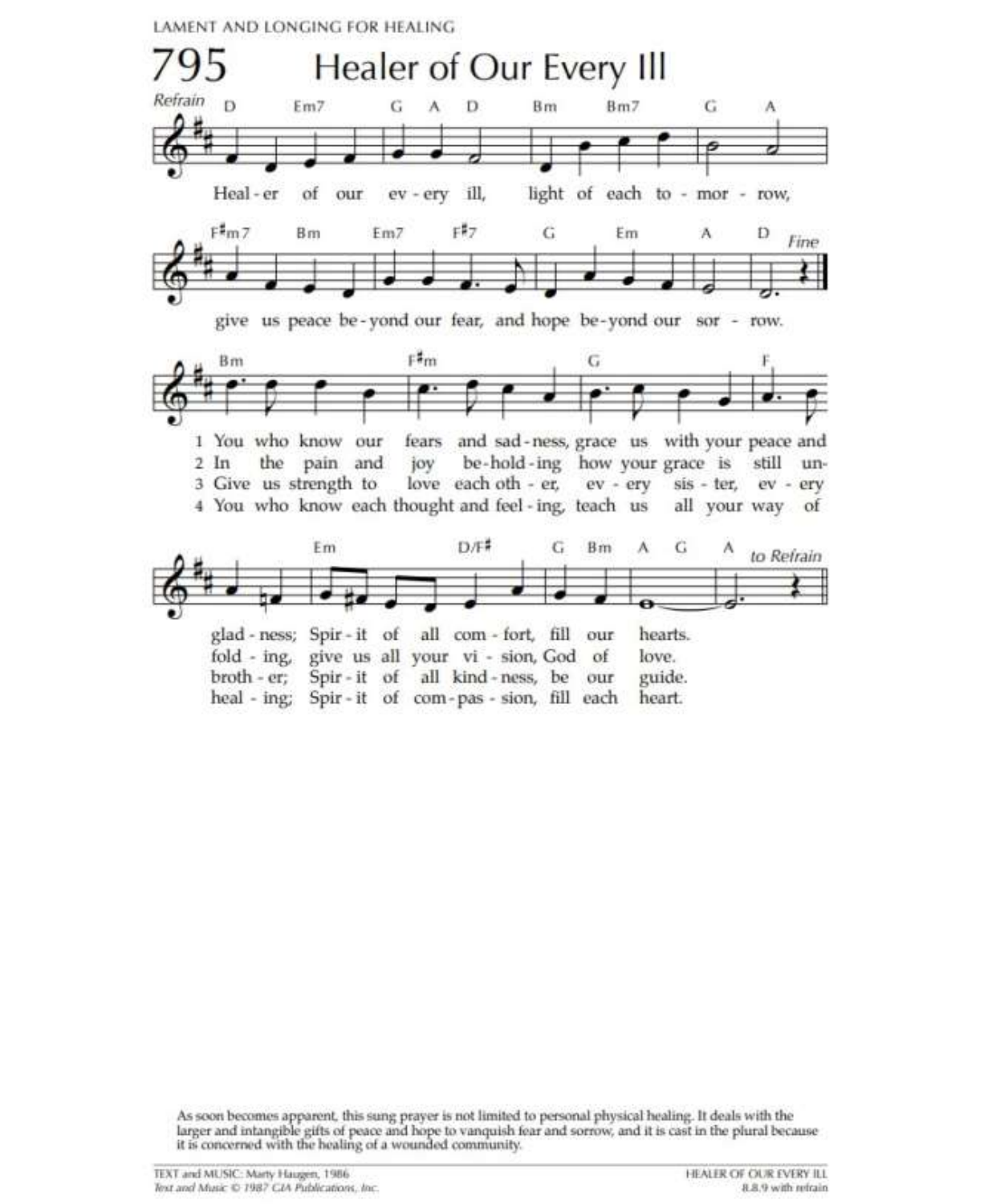LAMENT AND LONGING FOR HEALING

# 795 Healer of Our Every Ill

*Refrain*

Healer of our every ill, light of each tomorrow, give us peace beyond our fear, and hope beyond our sorrow. *Fine*

1 You who know our fears and sadness, grace us with your peace and gladness; Spirit of all comfort, fill our hearts.

2 In the pain and joy beholding how your grace is still unfolding, give us all your vision, God of love.

3 Give us strength to love each other, every sister, every brother; Spirit of all kindness, be our guide.

4 You who know each thought and feeling, teach us all your way of healing; Spirit of compassion, fill each heart.

*to Refrain*

As soon becomes apparent, this sung prayer is not limited to personal physical healing. It deals with the larger and intangible gifts of peace and hope to vanquish fear and sorrow, and it is cast in the plural because it is concerned with the healing of a wounded community.

TEXT and MUSIC: Marty Haugen, 1986
*Text and Music © 1987 GIA Publications, Inc.*

HEALER OF OUR EVERY ILL
8.8.9 with refrain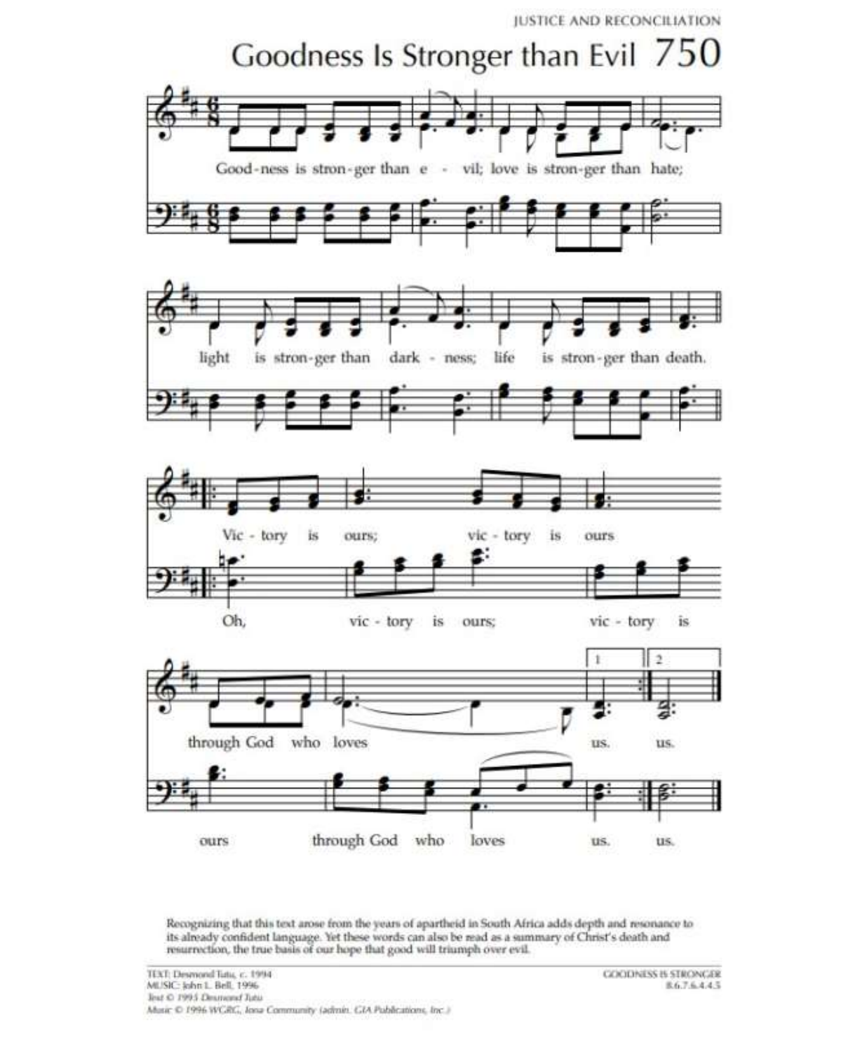# Goodness Is Stronger than Evil 750

Recognizing that this text arose from the years of apartheid in South Africa adds depth and resonance to its already confident language. Yet these words can also be read as a summary of Christ's death and resurrection, the true basis of our hope that good will triumph over evil.

TEXT: Desmond Tutu, c. 1994
MUSIC: John L. Bell, 1996
*Text © 1995 Desmond Tutu*
*Music © 1996 WGRG, Iona Community (admin. GIA Publications, Inc.)*

GOODNESS IS STRONGER
8.6.7.6.4.4.5